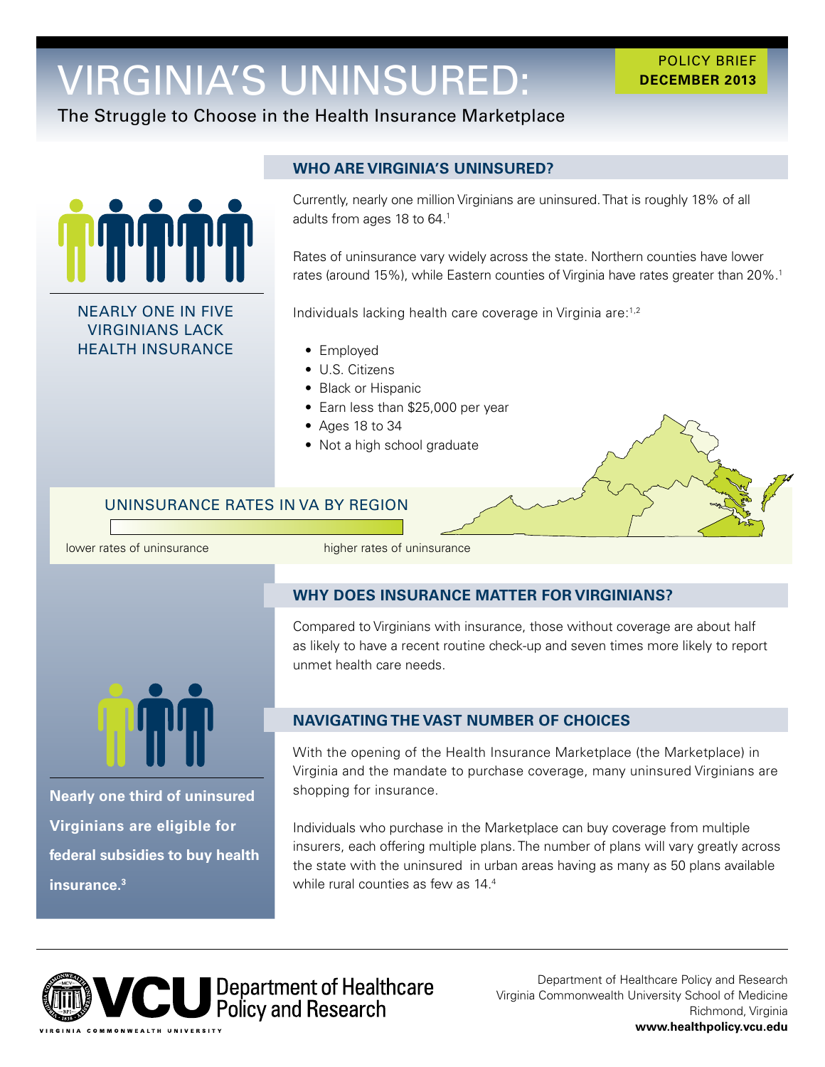# VIRGINIA'S UNINSURED:

The Struggle to Choose in the Health Insurance Marketplace

POLICY BRIEF
**DECEMBER 2013**

NEARLY ONE IN FIVE VIRGINIANS LACK HEALTH INSURANCE

## WHO ARE VIRGINIA'S UNINSURED?

Currently, nearly one million Virginians are uninsured. That is roughly 18% of all adults from ages 18 to 64.[1]

Rates of uninsurance vary widely across the state. Northern counties have lower rates (around 15%), while Eastern counties of Virginia have rates greater than 20%.[1]

Individuals lacking health care coverage in Virginia are:[1,2]

- Employed
- U.S. Citizens
- Black or Hispanic
- Earn less than $25,000 per year
- Ages 18 to 34
- Not a high school graduate

UNINSURANCE RATES IN VA BY REGION

lower rates of uninsurance — higher rates of uninsurance

## WHY DOES INSURANCE MATTER FOR VIRGINIANS?

Compared to Virginians with insurance, those without coverage are about half as likely to have a recent routine check-up and seven times more likely to report unmet health care needs.

**Nearly one third of uninsured Virginians are eligible for federal subsidies to buy health insurance.[3]**

## NAVIGATING THE VAST NUMBER OF CHOICES

With the opening of the Health Insurance Marketplace (the Marketplace) in Virginia and the mandate to purchase coverage, many uninsured Virginians are shopping for insurance.

Individuals who purchase in the Marketplace can buy coverage from multiple insurers, each offering multiple plans. The number of plans will vary greatly across the state with the uninsured in urban areas having as many as 50 plans available while rural counties as few as 14.[4]

VCU Department of Healthcare Policy and Research

Department of Healthcare Policy and Research
Virginia Commonwealth University School of Medicine
Richmond, Virginia
**www.healthpolicy.vcu.edu**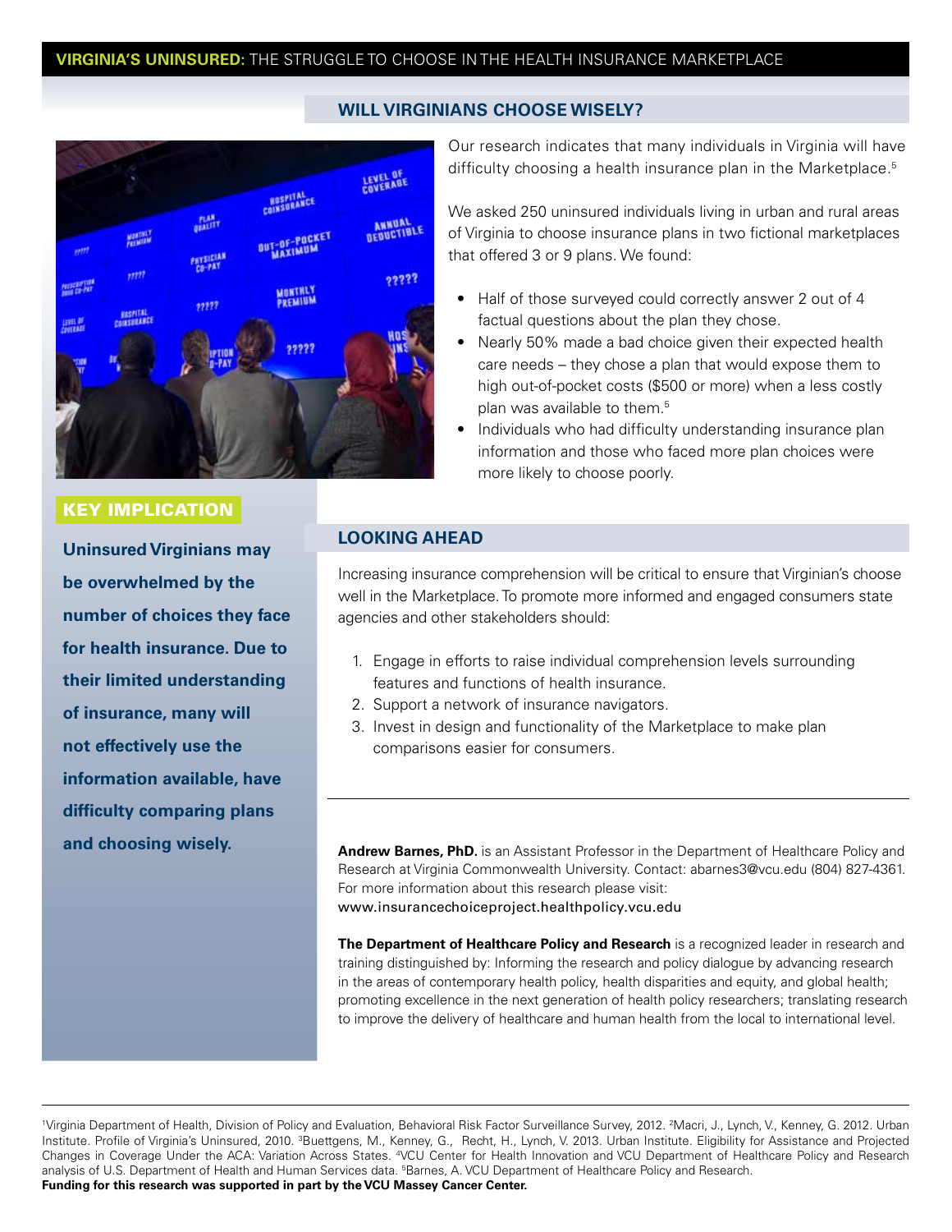## WILL VIRGINIANS CHOOSE WISELY?

Our research indicates that many individuals in Virginia will have difficulty choosing a health insurance plan in the Marketplace.[5]

We asked 250 uninsured individuals living in urban and rural areas of Virginia to choose insurance plans in two fictional marketplaces that offered 3 or 9 plans. We found:

- Half of those surveyed could correctly answer 2 out of 4 factual questions about the plan they chose.
- Nearly 50% made a bad choice given their expected health care needs – they chose a plan that would expose them to high out-of-pocket costs ($500 or more) when a less costly plan was available to them.[5]
- Individuals who had difficulty understanding insurance plan information and those who faced more plan choices were more likely to choose poorly.

## KEY IMPLICATION

**Uninsured Virginians may be overwhelmed by the number of choices they face for health insurance. Due to their limited understanding of insurance, many will not effectively use the information available, have difficulty comparing plans and choosing wisely.**

## LOOKING AHEAD

Increasing insurance comprehension will be critical to ensure that Virginian's choose well in the Marketplace. To promote more informed and engaged consumers state agencies and other stakeholders should:

1. Engage in efforts to raise individual comprehension levels surrounding features and functions of health insurance.
2. Support a network of insurance navigators.
3. Invest in design and functionality of the Marketplace to make plan comparisons easier for consumers.

---

**Andrew Barnes, PhD.** is an Assistant Professor in the Department of Healthcare Policy and Research at Virginia Commonwealth University. Contact: abarnes3@vcu.edu (804) 827-4361. For more information about this research please visit: www.insurancechoiceproject.healthpolicy.vcu.edu

**The Department of Healthcare Policy and Research** is a recognized leader in research and training distinguished by: Informing the research and policy dialogue by advancing research in the areas of contemporary health policy, health disparities and equity, and global health; promoting excellence in the next generation of health policy researchers; translating research to improve the delivery of healthcare and human health from the local to international level.

---

[1]Virginia Department of Health, Division of Policy and Evaluation, Behavioral Risk Factor Surveillance Survey, 2012. [2]Macri, J., Lynch, V., Kenney, G. 2012. Urban Institute. Profile of Virginia's Uninsured, 2010. [3]Buettgens, M., Kenney, G., Recht, H., Lynch, V. 2013. Urban Institute. Eligibility for Assistance and Projected Changes in Coverage Under the ACA: Variation Across States. [4]VCU Center for Health Innovation and VCU Department of Healthcare Policy and Research analysis of U.S. Department of Health and Human Services data. [5]Barnes, A. VCU Department of Healthcare Policy and Research.

**Funding for this research was supported in part by the VCU Massey Cancer Center.**